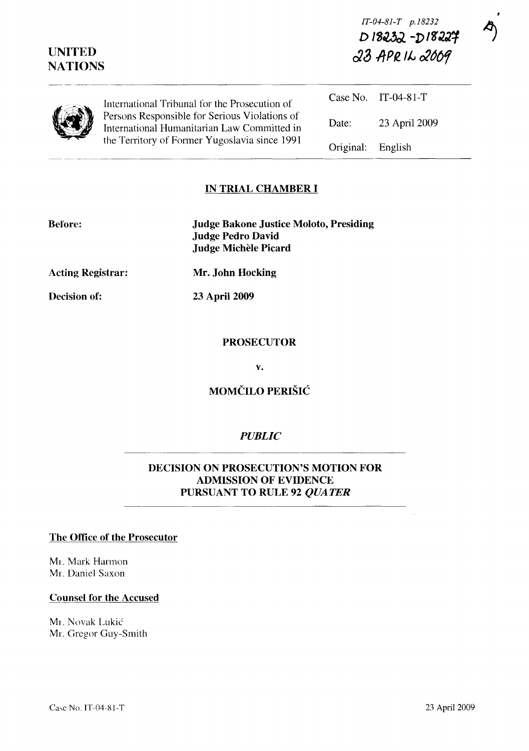IT-04-81-T p.18232
D 18232 - D 18227
23 APRIL 2009

UNITED NATIONS

International Tribunal for the Prosecution of Persons Responsible for Serious Violations of International Humanitarian Law Committed in the Territory of Former Yugoslavia since 1991

| | |
|---|---|
| Case No. | IT-04-81-T |
| Date: | 23 April 2009 |
| Original: | English |

## IN TRIAL CHAMBER I

**Before:** **Judge Bakone Justice Moloto, Presiding**
**Judge Pedro David**
**Judge Michèle Picard**

**Acting Registrar:** **Mr. John Hocking**

**Decision of:** **23 April 2009**

**PROSECUTOR**

**v.**

**MOMČILO PERIŠIĆ**

***PUBLIC***

## DECISION ON PROSECUTION'S MOTION FOR ADMISSION OF EVIDENCE PURSUANT TO RULE 92 *QUATER*

**The Office of the Prosecutor**

Mr. Mark Harmon
Mr. Daniel Saxon

**Counsel for the Accused**

Mr. Novak Lukić
Mr. Gregor Guy-Smith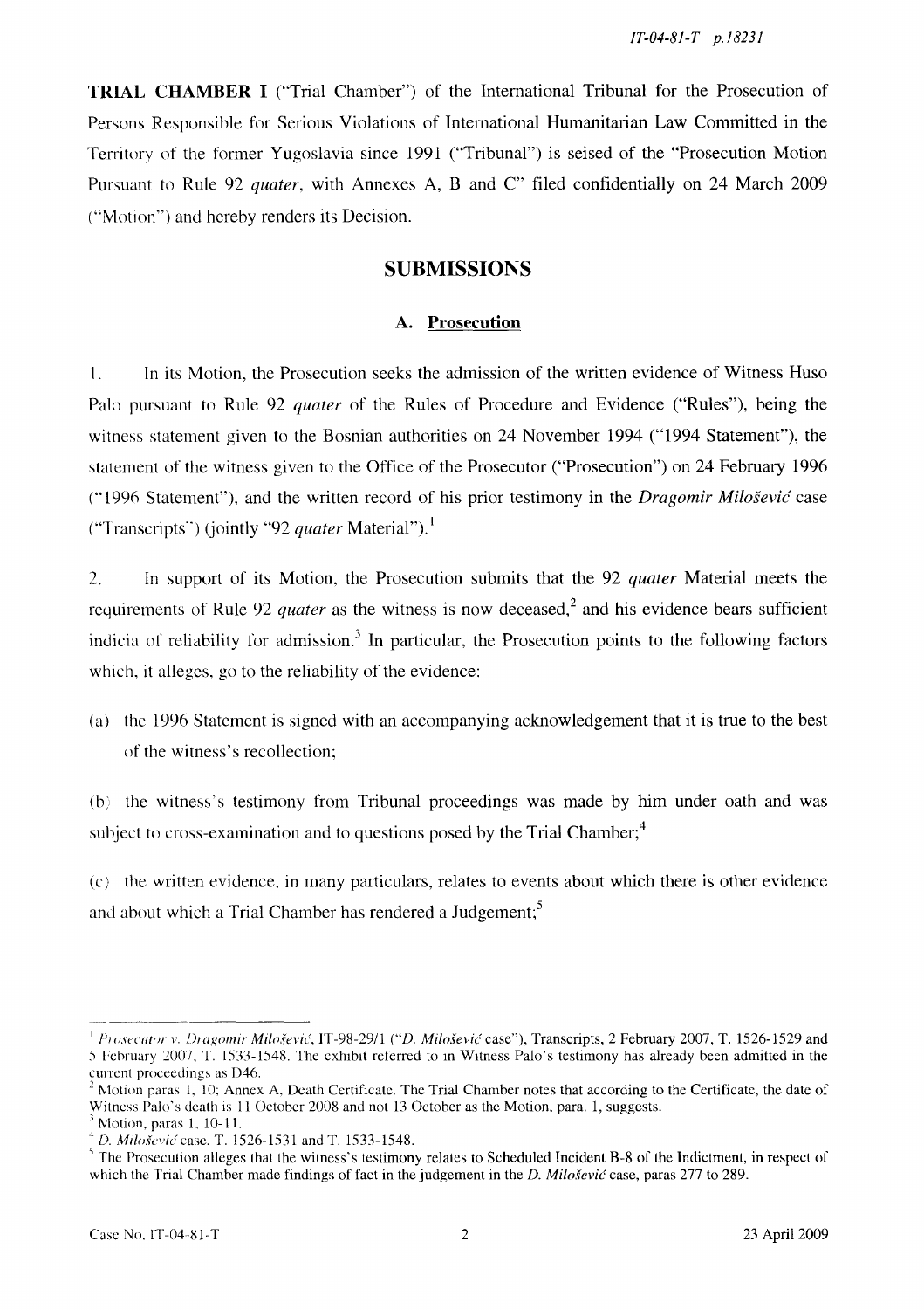**TRIAL CHAMBER I** ("Trial Chamber") of the International Tribunal for the Prosecution of Persons Responsible for Serious Violations of International Humanitarian Law Committed in the Territory of the former Yugoslavia since 1991 ("Tribunal") is seised of the "Prosecution Motion Pursuant to Rule 92 *quater*, with Annexes A, B and C" filed confidentially on 24 March 2009 ("Motion") and hereby renders its Decision.

## SUBMISSIONS

### A. Prosecution

1. In its Motion, the Prosecution seeks the admission of the written evidence of Witness Huso Palo pursuant to Rule 92 *quater* of the Rules of Procedure and Evidence ("Rules"), being the witness statement given to the Bosnian authorities on 24 November 1994 ("1994 Statement"), the statement of the witness given to the Office of the Prosecutor ("Prosecution") on 24 February 1996 ("1996 Statement"), and the written record of his prior testimony in the *Dragomir Milošević* case ("Transcripts") (jointly "92 *quater* Material").[1]

2. In support of its Motion, the Prosecution submits that the 92 *quater* Material meets the requirements of Rule 92 *quater* as the witness is now deceased,[2] and his evidence bears sufficient indicia of reliability for admission.[3] In particular, the Prosecution points to the following factors which, it alleges, go to the reliability of the evidence:

(a) the 1996 Statement is signed with an accompanying acknowledgement that it is true to the best of the witness's recollection;

(b) the witness's testimony from Tribunal proceedings was made by him under oath and was subject to cross-examination and to questions posed by the Trial Chamber;[4]

(c) the written evidence, in many particulars, relates to events about which there is other evidence and about which a Trial Chamber has rendered a Judgement;[5]

---

[1] *Prosecutor v. Dragomir Milošević*, IT-98-29/1 ("*D. Milošević* case"), Transcripts, 2 February 2007, T. 1526-1529 and 5 February 2007, T. 1533-1548. The exhibit referred to in Witness Palo's testimony has already been admitted in the current proceedings as D46.

[2] Motion paras 1, 10; Annex A, Death Certificate. The Trial Chamber notes that according to the Certificate, the date of Witness Palo's death is 11 October 2008 and not 13 October as the Motion, para. 1, suggests.

[3] Motion, paras 1, 10-11.

[4] *D. Milošević* case, T. 1526-1531 and T. 1533-1548.

[5] The Prosecution alleges that the witness's testimony relates to Scheduled Incident B-8 of the Indictment, in respect of which the Trial Chamber made findings of fact in the judgement in the *D. Milošević* case, paras 277 to 289.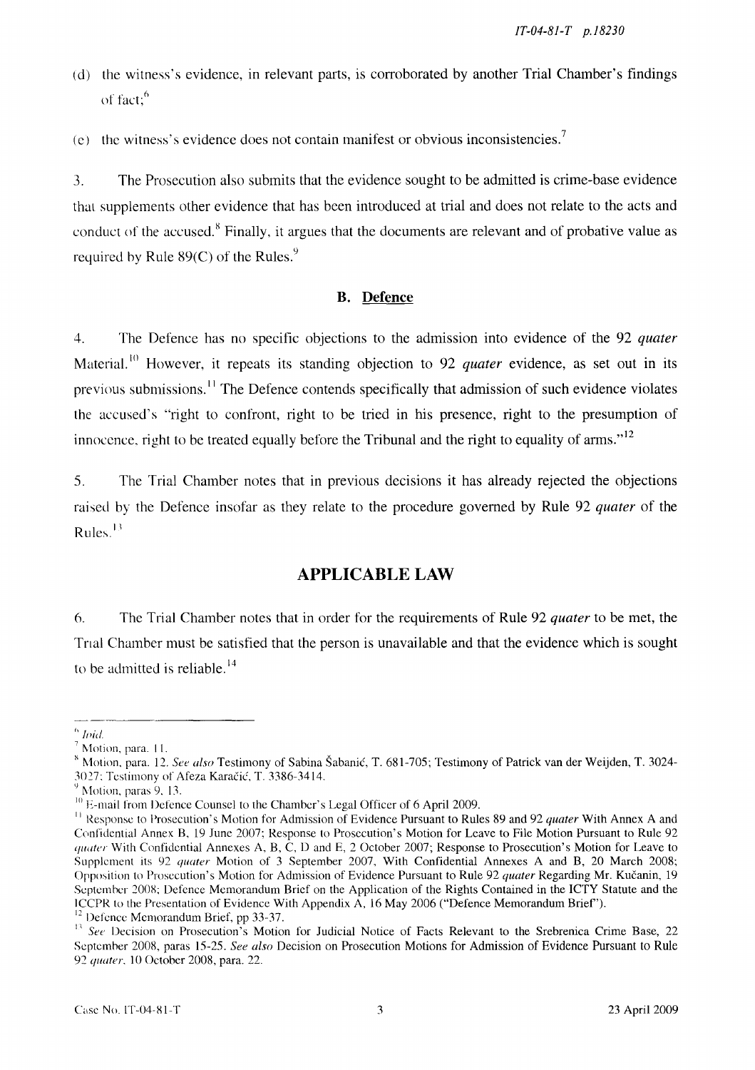(d) the witness's evidence, in relevant parts, is corroborated by another Trial Chamber's findings of fact;[6]

(e) the witness's evidence does not contain manifest or obvious inconsistencies.[7]

3. The Prosecution also submits that the evidence sought to be admitted is crime-base evidence that supplements other evidence that has been introduced at trial and does not relate to the acts and conduct of the accused.[8] Finally, it argues that the documents are relevant and of probative value as required by Rule 89(C) of the Rules.[9]

### B. Defence

4. The Defence has no specific objections to the admission into evidence of the 92 *quater* Material.[10] However, it repeats its standing objection to 92 *quater* evidence, as set out in its previous submissions.[11] The Defence contends specifically that admission of such evidence violates the accused's "right to confront, right to be tried in his presence, right to the presumption of innocence, right to be treated equally before the Tribunal and the right to equality of arms."[12]

5. The Trial Chamber notes that in previous decisions it has already rejected the objections raised by the Defence insofar as they relate to the procedure governed by Rule 92 *quater* of the Rules.[13]

## APPLICABLE LAW

6. The Trial Chamber notes that in order for the requirements of Rule 92 *quater* to be met, the Trial Chamber must be satisfied that the person is unavailable and that the evidence which is sought to be admitted is reliable.[14]

---

[6] *Ibid.*

[7] Motion, para. 11.

[8] Motion, para. 12. *See also* Testimony of Sabina Šabanić, T. 681-705; Testimony of Patrick van der Weijden, T. 3024-3027; Testimony of Afeza Karačić, T. 3386-3414.

[9] Motion, paras 9, 13.

[10] E-mail from Defence Counsel to the Chamber's Legal Officer of 6 April 2009.

[11] Response to Prosecution's Motion for Admission of Evidence Pursuant to Rules 89 and 92 *quater* With Annex A and Confidential Annex B, 19 June 2007; Response to Prosecution's Motion for Leave to File Motion Pursuant to Rule 92 *quater* With Confidential Annexes A, B, C, D and E, 2 October 2007; Response to Prosecution's Motion for Leave to Supplement its 92 *quater* Motion of 3 September 2007, With Confidential Annexes A and B, 20 March 2008; Opposition to Prosecution's Motion for Admission of Evidence Pursuant to Rule 92 *quater* Regarding Mr. Kučanin, 19 September 2008; Defence Memorandum Brief on the Application of the Rights Contained in the ICTY Statute and the ICCPR to the Presentation of Evidence With Appendix A, 16 May 2006 ("Defence Memorandum Brief").

[12] Defence Memorandum Brief, pp 33-37.

[13] *See* Decision on Prosecution's Motion for Judicial Notice of Facts Relevant to the Srebrenica Crime Base, 22 September 2008, paras 15-25. *See also* Decision on Prosecution Motions for Admission of Evidence Pursuant to Rule 92 *quater*, 10 October 2008, para. 22.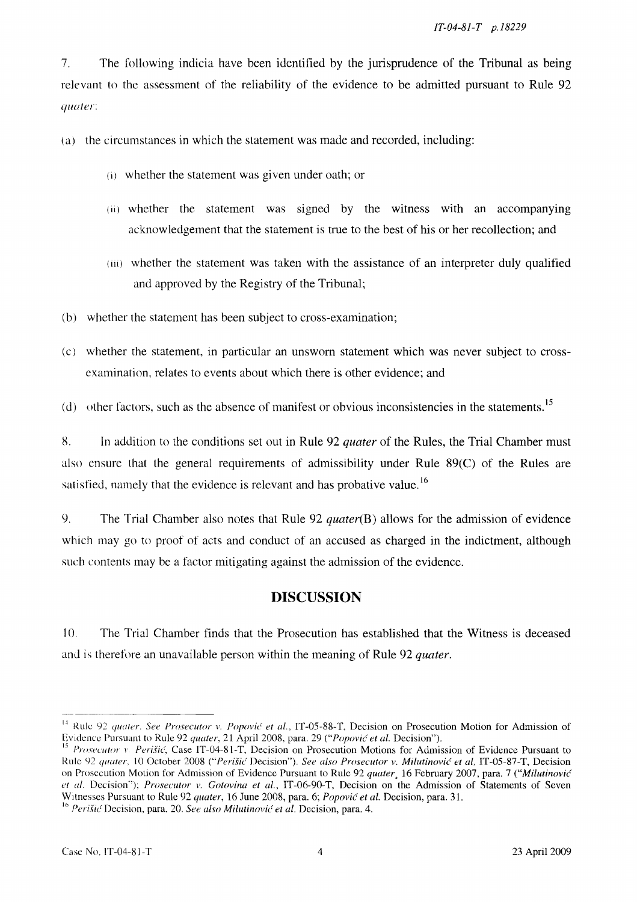7. The following indicia have been identified by the jurisprudence of the Tribunal as being relevant to the assessment of the reliability of the evidence to be admitted pursuant to Rule 92 *quater*:

(a) the circumstances in which the statement was made and recorded, including:

(i) whether the statement was given under oath; or

(ii) whether the statement was signed by the witness with an accompanying acknowledgement that the statement is true to the best of his or her recollection; and

(iii) whether the statement was taken with the assistance of an interpreter duly qualified and approved by the Registry of the Tribunal;

(b) whether the statement has been subject to cross-examination;

(c) whether the statement, in particular an unsworn statement which was never subject to cross-examination, relates to events about which there is other evidence; and

(d) other factors, such as the absence of manifest or obvious inconsistencies in the statements.[15]

8. In addition to the conditions set out in Rule 92 *quater* of the Rules, the Trial Chamber must also ensure that the general requirements of admissibility under Rule 89(C) of the Rules are satisfied, namely that the evidence is relevant and has probative value.[16]

9. The Trial Chamber also notes that Rule 92 *quater*(B) allows for the admission of evidence which may go to proof of acts and conduct of an accused as charged in the indictment, although such contents may be a factor mitigating against the admission of the evidence.

## DISCUSSION

10. The Trial Chamber finds that the Prosecution has established that the Witness is deceased and is therefore an unavailable person within the meaning of Rule 92 *quater*.

---

[14] Rule 92 *quater*. *See Prosecutor v. Popović et al.*, IT-05-88-T, Decision on Prosecution Motion for Admission of Evidence Pursuant to Rule 92 *quater*, 21 April 2008, para. 29 ("*Popović et al.* Decision").

[15] *Prosecutor v. Perišić*, Case IT-04-81-T, Decision on Prosecution Motions for Admission of Evidence Pursuant to Rule 92 *quater*, 10 October 2008 ("*Perišić* Decision"). *See also Prosecutor v. Milutinović et al*, IT-05-87-T, Decision on Prosecution Motion for Admission of Evidence Pursuant to Rule 92 *quater*, 16 February 2007, para. 7 ("*Milutinović et al.* Decision"); *Prosecutor v. Gotovina et al.*, IT-06-90-T, Decision on the Admission of Statements of Seven Witnesses Pursuant to Rule 92 *quater*, 16 June 2008, para. 6; *Popović et al.* Decision, para. 31.

[16] *Perišić* Decision, para. 20. *See also Milutinović et al.* Decision, para. 4.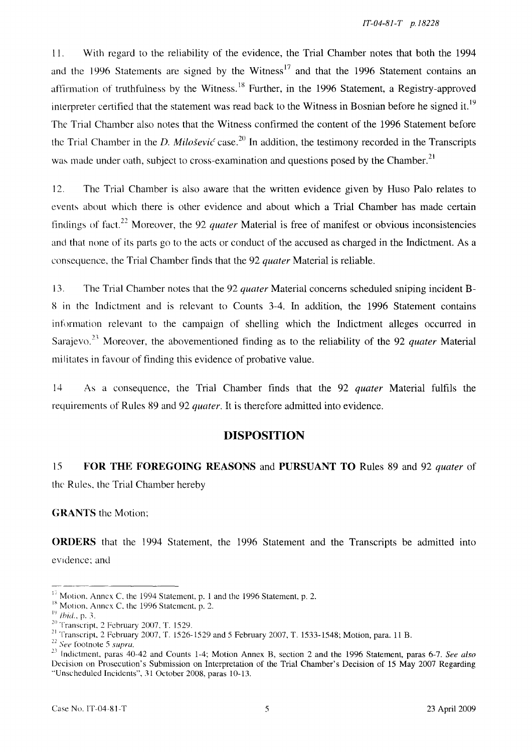11. With regard to the reliability of the evidence, the Trial Chamber notes that both the 1994 and the 1996 Statements are signed by the Witness[17] and that the 1996 Statement contains an affirmation of truthfulness by the Witness.[18] Further, in the 1996 Statement, a Registry-approved interpreter certified that the statement was read back to the Witness in Bosnian before he signed it.[19] The Trial Chamber also notes that the Witness confirmed the content of the 1996 Statement before the Trial Chamber in the *D. Milošević* case.[20] In addition, the testimony recorded in the Transcripts was made under oath, subject to cross-examination and questions posed by the Chamber.[21]

12. The Trial Chamber is also aware that the written evidence given by Huso Palo relates to events about which there is other evidence and about which a Trial Chamber has made certain findings of fact.[22] Moreover, the 92 *quater* Material is free of manifest or obvious inconsistencies and that none of its parts go to the acts or conduct of the accused as charged in the Indictment. As a consequence, the Trial Chamber finds that the 92 *quater* Material is reliable.

13. The Trial Chamber notes that the 92 *quater* Material concerns scheduled sniping incident B-8 in the Indictment and is relevant to Counts 3-4. In addition, the 1996 Statement contains information relevant to the campaign of shelling which the Indictment alleges occurred in Sarajevo.[23] Moreover, the abovementioned finding as to the reliability of the 92 *quater* Material militates in favour of finding this evidence of probative value.

14 As a consequence, the Trial Chamber finds that the 92 *quater* Material fulfils the requirements of Rules 89 and 92 *quater*. It is therefore admitted into evidence.

## DISPOSITION

15 **FOR THE FOREGOING REASONS** and **PURSUANT TO** Rules 89 and 92 *quater* of the Rules, the Trial Chamber hereby

**GRANTS** the Motion;

**ORDERS** that the 1994 Statement, the 1996 Statement and the Transcripts be admitted into evidence; and

---

[17] Motion, Annex C, the 1994 Statement, p. 1 and the 1996 Statement, p. 2.

[18] Motion, Annex C, the 1996 Statement, p. 2.

[19] *Ibid.*, p. 3.

[20] Transcript, 2 February 2007, T. 1529.

[21] Transcript, 2 February 2007, T. 1526-1529 and 5 February 2007, T. 1533-1548; Motion, para. 11 B.

[22] *See* footnote 5 *supra*.

[23] Indictment, paras 40-42 and Counts 1-4; Motion Annex B, section 2 and the 1996 Statement, paras 6-7. *See also* Decision on Prosecution's Submission on Interpretation of the Trial Chamber's Decision of 15 May 2007 Regarding "Unscheduled Incidents", 31 October 2008, paras 10-13.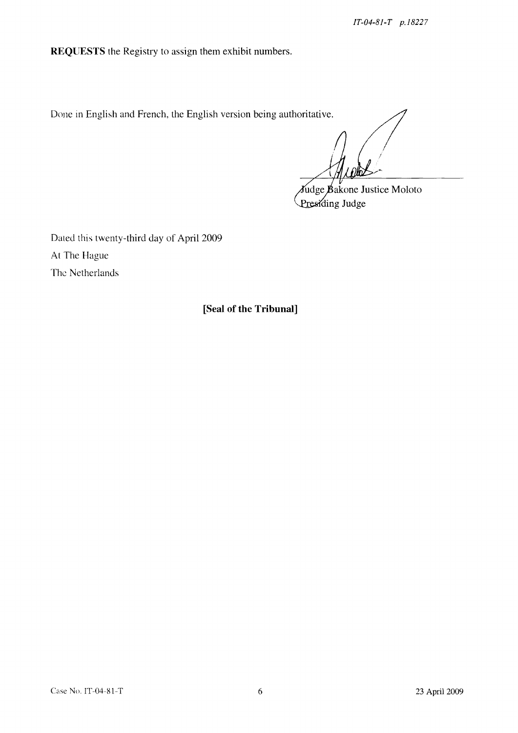**REQUESTS** the Registry to assign them exhibit numbers.

Done in English and French, the English version being authoritative.

Judge Bakone Justice Moloto
Presiding Judge

Dated this twenty-third day of April 2009
At The Hague
The Netherlands

**[Seal of the Tribunal]**